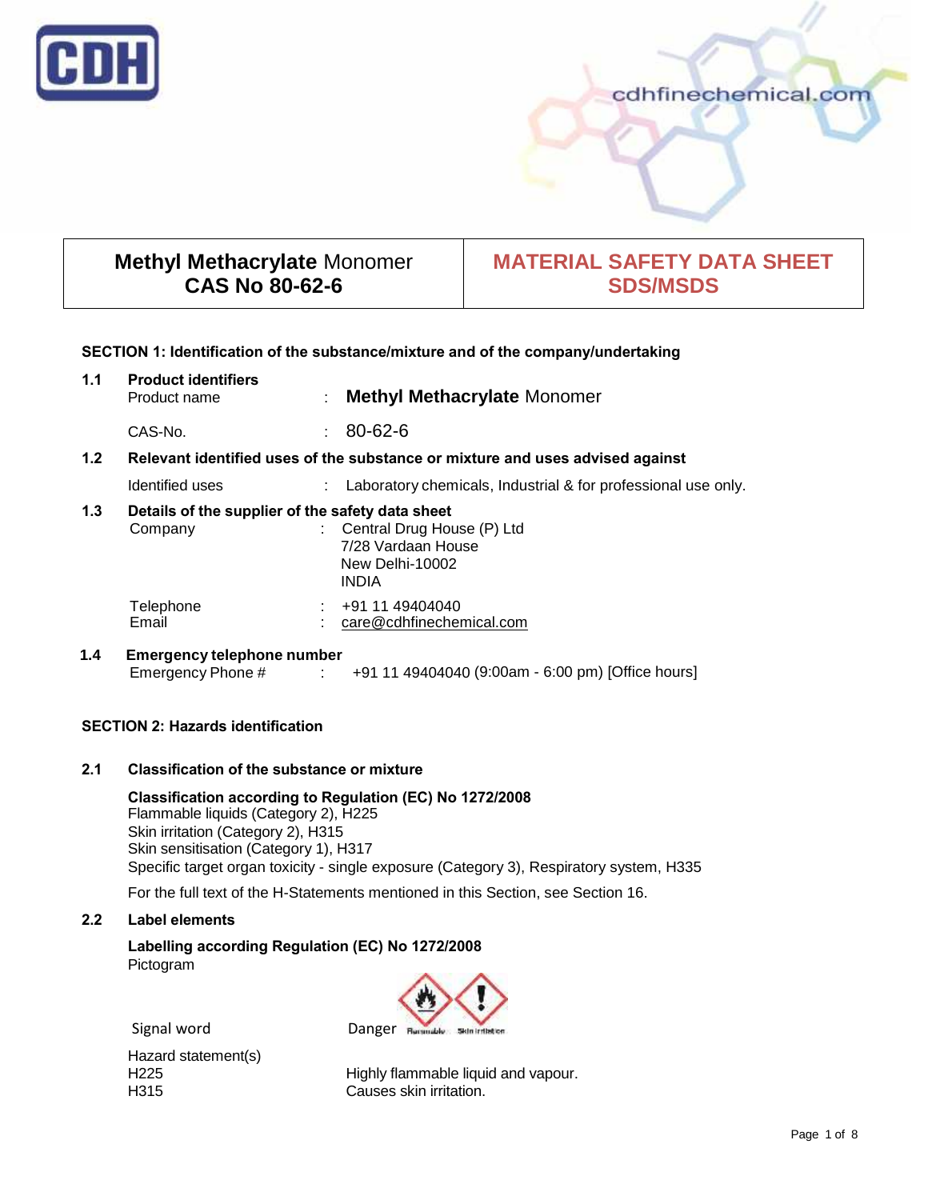CDH

cdhfinechemical.com

| **Methyl Methacrylate** Monomer<br>**CAS No 80-62-6** | **MATERIAL SAFETY DATA SHEET<br>SDS/MSDS** |
|---|---|

## SECTION 1: Identification of the substance/mixture and of the company/undertaking

**1.1 Product identifiers**

Product name : **Methyl Methacrylate** Monomer

CAS-No. : 80-62-6

**1.2 Relevant identified uses of the substance or mixture and uses advised against**

Identified uses : Laboratory chemicals, Industrial & for professional use only.

**1.3 Details of the supplier of the safety data sheet**

Company : Central Drug House (P) Ltd
7/28 Vardaan House
New Delhi-10002
INDIA

Telephone : +91 11 49404040
Email : care@cdhfinechemical.com

**1.4 Emergency telephone number**

Emergency Phone # : +91 11 49404040 (9:00am - 6:00 pm) [Office hours]

## SECTION 2: Hazards identification

**2.1 Classification of the substance or mixture**

**Classification according to Regulation (EC) No 1272/2008**
Flammable liquids (Category 2), H225
Skin irritation (Category 2), H315
Skin sensitisation (Category 1), H317
Specific target organ toxicity - single exposure (Category 3), Respiratory system, H335

For the full text of the H-Statements mentioned in this Section, see Section 16.

**2.2 Label elements**

**Labelling according Regulation (EC) No 1272/2008**
Pictogram

Signal word Danger

Hazard statement(s)
H225 Highly flammable liquid and vapour.
H315 Causes skin irritation.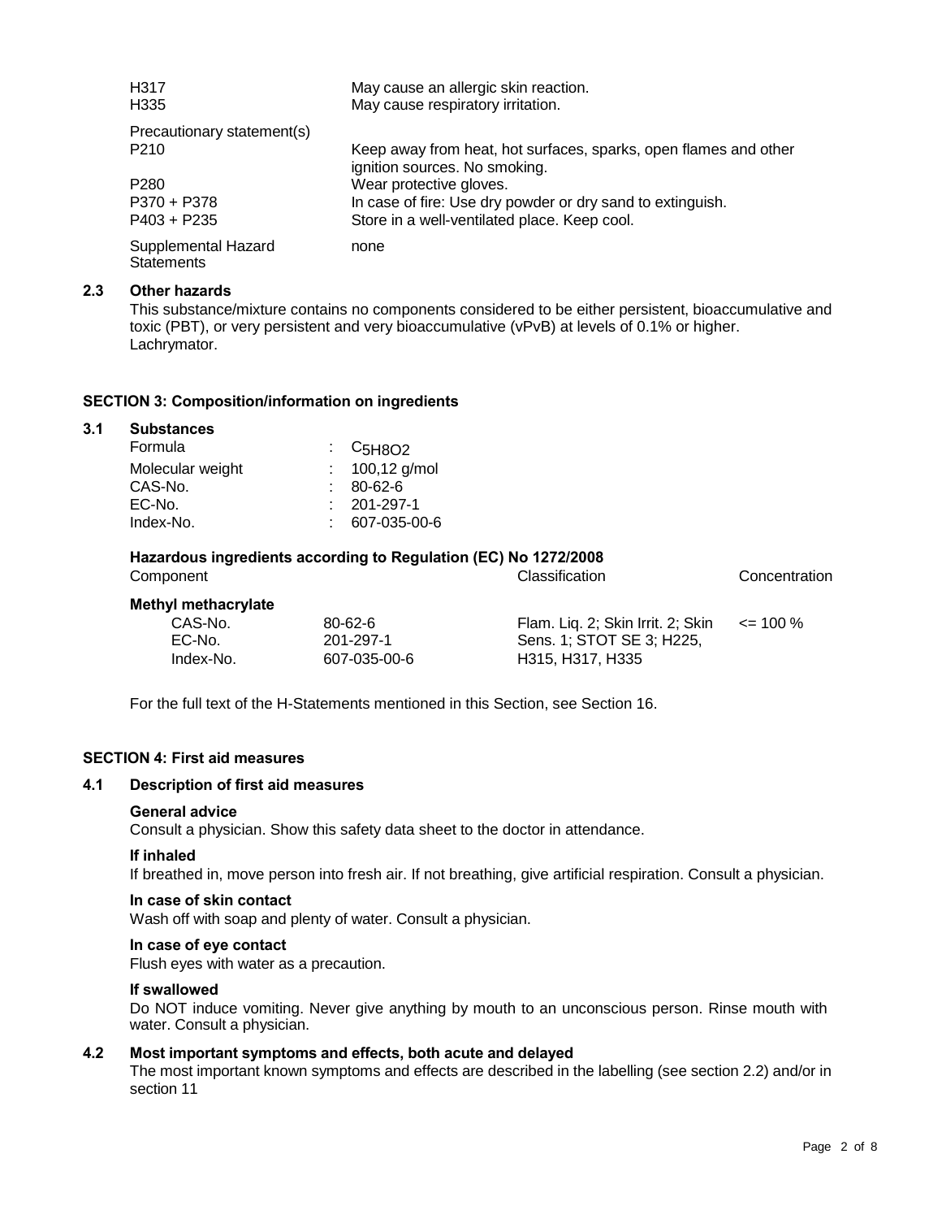| | |
|---|---|
| H317 | May cause an allergic skin reaction. |
| H335 | May cause respiratory irritation. |

Precautionary statement(s)

| | |
|---|---|
| P210 | Keep away from heat, hot surfaces, sparks, open flames and other ignition sources. No smoking. |
| P280 | Wear protective gloves. |
| P370 + P378 | In case of fire: Use dry powder or dry sand to extinguish. |
| P403 + P235 | Store in a well-ventilated place. Keep cool. |

Supplemental Hazard Statements: none

### 2.3 Other hazards

This substance/mixture contains no components considered to be either persistent, bioaccumulative and toxic (PBT), or very persistent and very bioaccumulative (vPvB) at levels of 0.1% or higher.
Lachrymator.

## SECTION 3: Composition/information on ingredients

### 3.1 Substances

| | |
|---|---|
| Formula | : $C_5H_8O_2$ |
| Molecular weight | : 100,12 g/mol |
| CAS-No. | : 80-62-6 |
| EC-No. | : 201-297-1 |
| Index-No. | : 607-035-00-6 |

**Hazardous ingredients according to Regulation (EC) No 1272/2008**

| Component | | Classification | Concentration |
|---|---|---|---|
| **Methyl methacrylate** | | | |
| CAS-No. | 80-62-6 | Flam. Liq. 2; Skin Irrit. 2; Skin Sens. 1; STOT SE 3; H225, H315, H317, H335 | <= 100 % |
| EC-No. | 201-297-1 | | |
| Index-No. | 607-035-00-6 | | |

For the full text of the H-Statements mentioned in this Section, see Section 16.

## SECTION 4: First aid measures

### 4.1 Description of first aid measures

**General advice**
Consult a physician. Show this safety data sheet to the doctor in attendance.

**If inhaled**
If breathed in, move person into fresh air. If not breathing, give artificial respiration. Consult a physician.

**In case of skin contact**
Wash off with soap and plenty of water. Consult a physician.

**In case of eye contact**
Flush eyes with water as a precaution.

**If swallowed**
Do NOT induce vomiting. Never give anything by mouth to an unconscious person. Rinse mouth with water. Consult a physician.

### 4.2 Most important symptoms and effects, both acute and delayed

The most important known symptoms and effects are described in the labelling (see section 2.2) and/or in section 11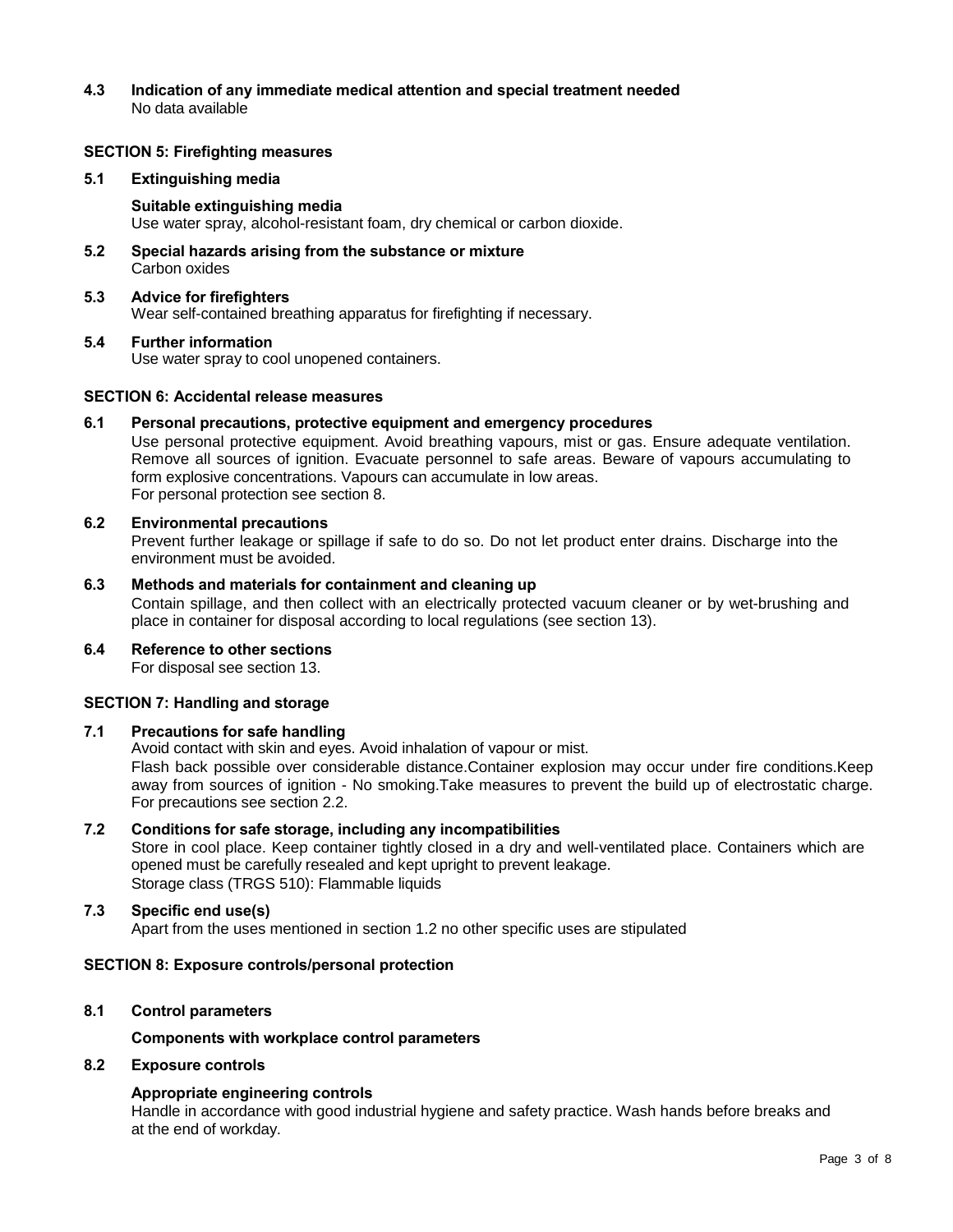### 4.3 Indication of any immediate medical attention and special treatment needed

No data available

## SECTION 5: Firefighting measures

### 5.1 Extinguishing media

**Suitable extinguishing media**

Use water spray, alcohol-resistant foam, dry chemical or carbon dioxide.

### 5.2 Special hazards arising from the substance or mixture

Carbon oxides

### 5.3 Advice for firefighters

Wear self-contained breathing apparatus for firefighting if necessary.

### 5.4 Further information

Use water spray to cool unopened containers.

## SECTION 6: Accidental release measures

### 6.1 Personal precautions, protective equipment and emergency procedures

Use personal protective equipment. Avoid breathing vapours, mist or gas. Ensure adequate ventilation. Remove all sources of ignition. Evacuate personnel to safe areas. Beware of vapours accumulating to form explosive concentrations. Vapours can accumulate in low areas.
For personal protection see section 8.

### 6.2 Environmental precautions

Prevent further leakage or spillage if safe to do so. Do not let product enter drains. Discharge into the environment must be avoided.

### 6.3 Methods and materials for containment and cleaning up

Contain spillage, and then collect with an electrically protected vacuum cleaner or by wet-brushing and place in container for disposal according to local regulations (see section 13).

### 6.4 Reference to other sections

For disposal see section 13.

## SECTION 7: Handling and storage

### 7.1 Precautions for safe handling

Avoid contact with skin and eyes. Avoid inhalation of vapour or mist.
Flash back possible over considerable distance.Container explosion may occur under fire conditions.Keep away from sources of ignition - No smoking.Take measures to prevent the build up of electrostatic charge.
For precautions see section 2.2.

### 7.2 Conditions for safe storage, including any incompatibilities

Store in cool place. Keep container tightly closed in a dry and well-ventilated place. Containers which are opened must be carefully resealed and kept upright to prevent leakage.
Storage class (TRGS 510): Flammable liquids

### 7.3 Specific end use(s)

Apart from the uses mentioned in section 1.2 no other specific uses are stipulated

## SECTION 8: Exposure controls/personal protection

### 8.1 Control parameters

**Components with workplace control parameters**

### 8.2 Exposure controls

**Appropriate engineering controls**

Handle in accordance with good industrial hygiene and safety practice. Wash hands before breaks and at the end of workday.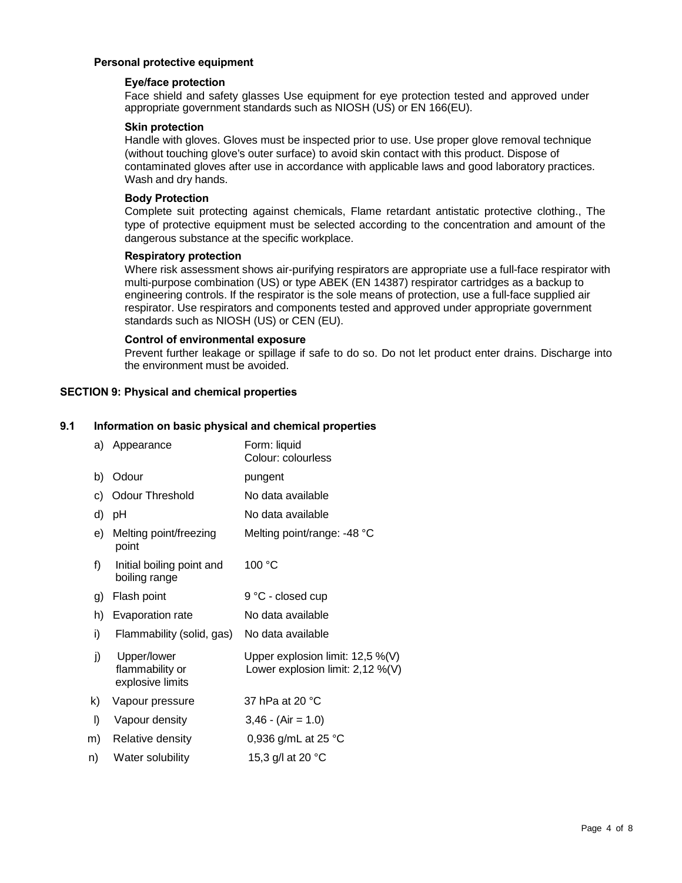### Personal protective equipment

#### Eye/face protection

Face shield and safety glasses Use equipment for eye protection tested and approved under appropriate government standards such as NIOSH (US) or EN 166(EU).

#### Skin protection

Handle with gloves. Gloves must be inspected prior to use. Use proper glove removal technique (without touching glove's outer surface) to avoid skin contact with this product. Dispose of contaminated gloves after use in accordance with applicable laws and good laboratory practices. Wash and dry hands.

#### Body Protection

Complete suit protecting against chemicals, Flame retardant antistatic protective clothing., The type of protective equipment must be selected according to the concentration and amount of the dangerous substance at the specific workplace.

#### Respiratory protection

Where risk assessment shows air-purifying respirators are appropriate use a full-face respirator with multi-purpose combination (US) or type ABEK (EN 14387) respirator cartridges as a backup to engineering controls. If the respirator is the sole means of protection, use a full-face supplied air respirator. Use respirators and components tested and approved under appropriate government standards such as NIOSH (US) or CEN (EU).

#### Control of environmental exposure

Prevent further leakage or spillage if safe to do so. Do not let product enter drains. Discharge into the environment must be avoided.

## SECTION 9: Physical and chemical properties

### 9.1 Information on basic physical and chemical properties

| | Property | Value |
|---|---|---|
| a) | Appearance | Form: liquid<br>Colour: colourless |
| b) | Odour | pungent |
| c) | Odour Threshold | No data available |
| d) | pH | No data available |
| e) | Melting point/freezing point | Melting point/range: -48 °C |
| f) | Initial boiling point and boiling range | 100 °C |
| g) | Flash point | 9 °C - closed cup |
| h) | Evaporation rate | No data available |
| i) | Flammability (solid, gas) | No data available |
| j) | Upper/lower flammability or explosive limits | Upper explosion limit: 12,5 %(V)<br>Lower explosion limit: 2,12 %(V) |
| k) | Vapour pressure | 37 hPa at 20 °C |
| l) | Vapour density | 3,46 - (Air = 1.0) |
| m) | Relative density | 0,936 g/mL at 25 °C |
| n) | Water solubility | 15,3 g/l at 20 °C |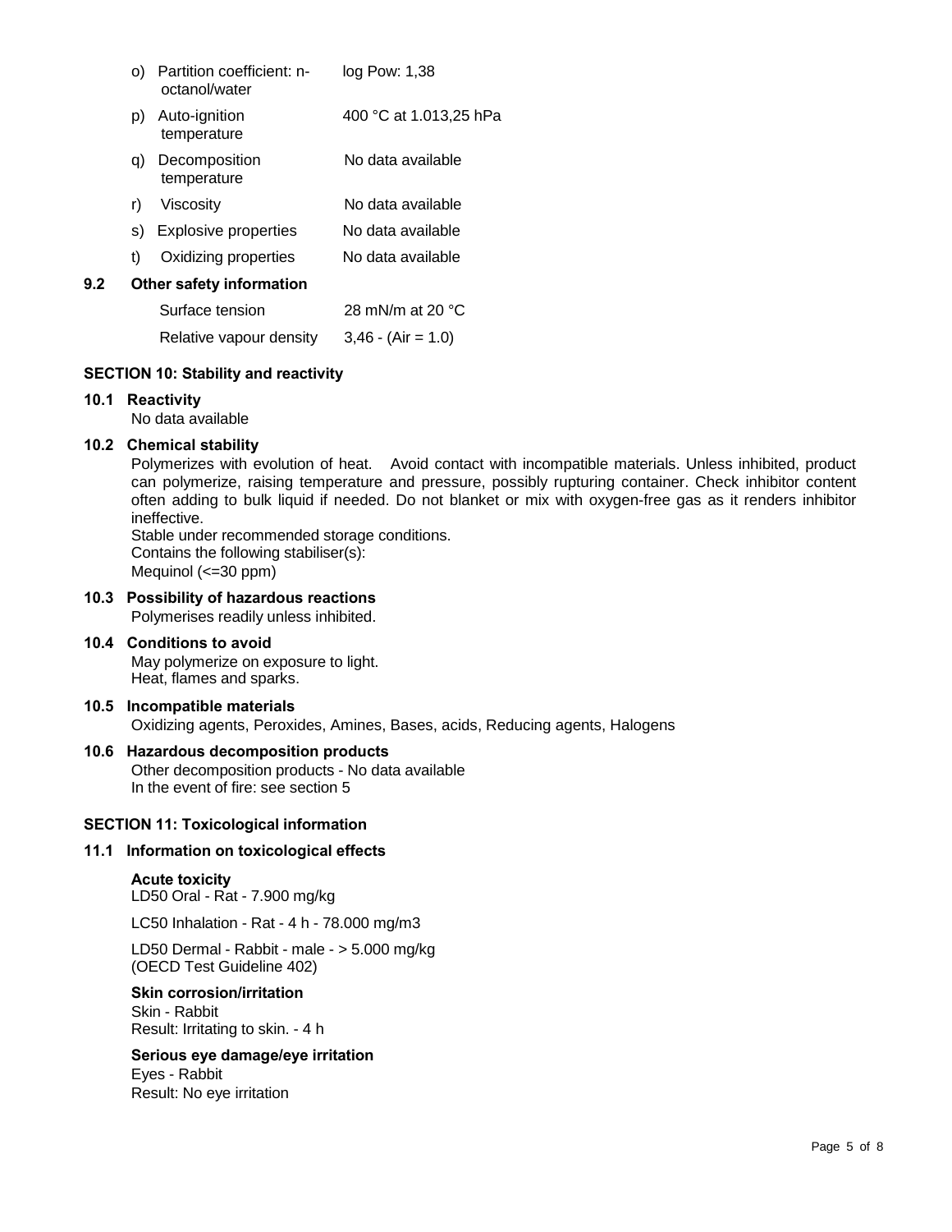| | | |
|---|---|---|
| o) | Partition coefficient: n-octanol/water | log Pow: 1,38 |
| p) | Auto-ignition temperature | 400 °C at 1.013,25 hPa |
| q) | Decomposition temperature | No data available |
| r) | Viscosity | No data available |
| s) | Explosive properties | No data available |
| t) | Oxidizing properties | No data available |

**9.2 Other safety information**

| | |
|---|---|
| Surface tension | 28 mN/m at 20 °C |
| Relative vapour density | 3,46 - (Air = 1.0) |

## SECTION 10: Stability and reactivity

**10.1 Reactivity**

No data available

**10.2 Chemical stability**

Polymerizes with evolution of heat. Avoid contact with incompatible materials. Unless inhibited, product can polymerize, raising temperature and pressure, possibly rupturing container. Check inhibitor content often adding to bulk liquid if needed. Do not blanket or mix with oxygen-free gas as it renders inhibitor ineffective.
Stable under recommended storage conditions.
Contains the following stabiliser(s):
Mequinol (<=30 ppm)

**10.3 Possibility of hazardous reactions**

Polymerises readily unless inhibited.

**10.4 Conditions to avoid**

May polymerize on exposure to light.
Heat, flames and sparks.

**10.5 Incompatible materials**

Oxidizing agents, Peroxides, Amines, Bases, acids, Reducing agents, Halogens

**10.6 Hazardous decomposition products**

Other decomposition products - No data available
In the event of fire: see section 5

## SECTION 11: Toxicological information

**11.1 Information on toxicological effects**

**Acute toxicity**

LD50 Oral - Rat - 7.900 mg/kg

LC50 Inhalation - Rat - 4 h - 78.000 mg/m3

LD50 Dermal - Rabbit - male - > 5.000 mg/kg
(OECD Test Guideline 402)

**Skin corrosion/irritation**

Skin - Rabbit
Result: Irritating to skin. - 4 h

**Serious eye damage/eye irritation**

Eyes - Rabbit
Result: No eye irritation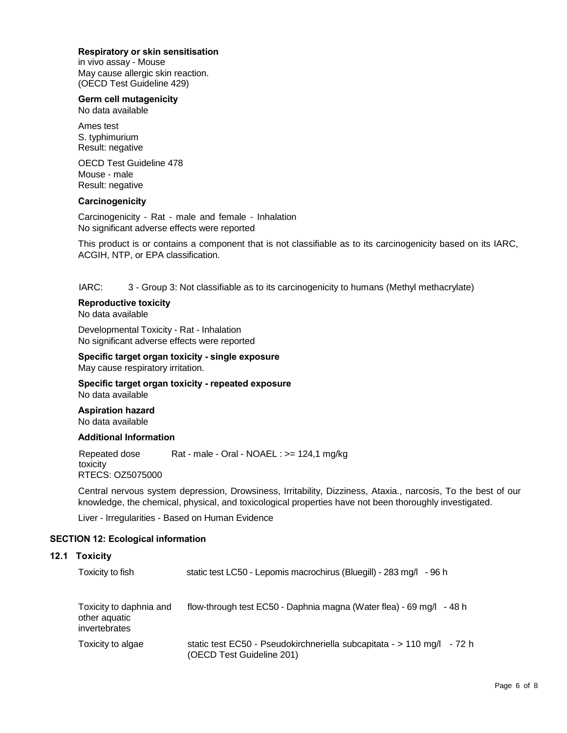**Respiratory or skin sensitisation**
in vivo assay - Mouse
May cause allergic skin reaction.
(OECD Test Guideline 429)

**Germ cell mutagenicity**
No data available

Ames test
S. typhimurium
Result: negative

OECD Test Guideline 478
Mouse - male
Result: negative

**Carcinogenicity**

Carcinogenicity - Rat - male and female - Inhalation
No significant adverse effects were reported

This product is or contains a component that is not classifiable as to its carcinogenicity based on its IARC, ACGIH, NTP, or EPA classification.

IARC: 3 - Group 3: Not classifiable as to its carcinogenicity to humans (Methyl methacrylate)

**Reproductive toxicity**
No data available

Developmental Toxicity - Rat - Inhalation
No significant adverse effects were reported

**Specific target organ toxicity - single exposure**
May cause respiratory irritation.

**Specific target organ toxicity - repeated exposure**
No data available

**Aspiration hazard**
No data available

**Additional Information**

Repeated dose toxicity: Rat - male - Oral - NOAEL : >= 124,1 mg/kg
RTECS: OZ5075000

Central nervous system depression, Drowsiness, Irritability, Dizziness, Ataxia., narcosis, To the best of our knowledge, the chemical, physical, and toxicological properties have not been thoroughly investigated.

Liver - Irregularities - Based on Human Evidence

## SECTION 12: Ecological information

### 12.1 Toxicity

| | |
|---|---|
| Toxicity to fish | static test LC50 - Lepomis macrochirus (Bluegill) - 283 mg/l - 96 h |
| Toxicity to daphnia and other aquatic invertebrates | flow-through test EC50 - Daphnia magna (Water flea) - 69 mg/l - 48 h |
| Toxicity to algae | static test EC50 - Pseudokirchneriella subcapitata - > 110 mg/l - 72 h (OECD Test Guideline 201) |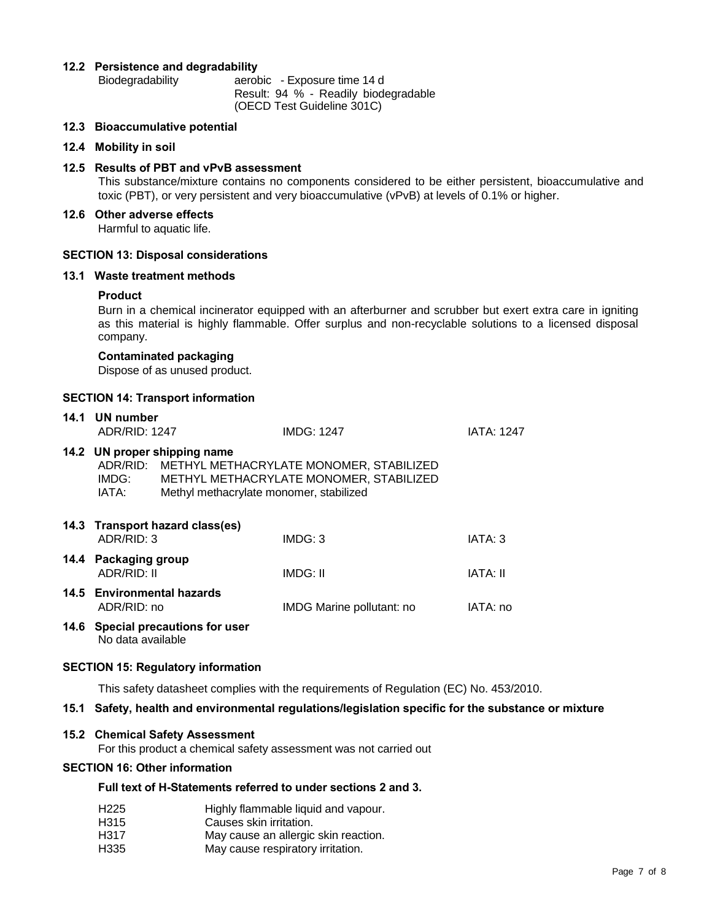### 12.2 Persistence and degradability

| | |
|---|---|
| Biodegradability | aerobic - Exposure time 14 d<br>Result: 94 % - Readily biodegradable<br>(OECD Test Guideline 301C) |

### 12.3 Bioaccumulative potential

### 12.4 Mobility in soil

### 12.5 Results of PBT and vPvB assessment

This substance/mixture contains no components considered to be either persistent, bioaccumulative and toxic (PBT), or very persistent and very bioaccumulative (vPvB) at levels of 0.1% or higher.

### 12.6 Other adverse effects

Harmful to aquatic life.

## SECTION 13: Disposal considerations

### 13.1 Waste treatment methods

**Product**

Burn in a chemical incinerator equipped with an afterburner and scrubber but exert extra care in igniting as this material is highly flammable. Offer surplus and non-recyclable solutions to a licensed disposal company.

**Contaminated packaging**

Dispose of as unused product.

## SECTION 14: Transport information

### 14.1 UN number

| ADR/RID: 1247 | IMDG: 1247 | IATA: 1247 |
|---|---|---|

### 14.2 UN proper shipping name

| | |
|---|---|
| ADR/RID: | METHYL METHACRYLATE MONOMER, STABILIZED |
| IMDG: | METHYL METHACRYLATE MONOMER, STABILIZED |
| IATA: | Methyl methacrylate monomer, stabilized |

### 14.3 Transport hazard class(es)

| ADR/RID: 3 | IMDG: 3 | IATA: 3 |
|---|---|---|

### 14.4 Packaging group

| ADR/RID: II | IMDG: II | IATA: II |
|---|---|---|

### 14.5 Environmental hazards

| ADR/RID: no | IMDG Marine pollutant: no | IATA: no |
|---|---|---|

### 14.6 Special precautions for user

No data available

## SECTION 15: Regulatory information

This safety datasheet complies with the requirements of Regulation (EC) No. 453/2010.

### 15.1 Safety, health and environmental regulations/legislation specific for the substance or mixture

### 15.2 Chemical Safety Assessment

For this product a chemical safety assessment was not carried out

## SECTION 16: Other information

**Full text of H-Statements referred to under sections 2 and 3.**

| | |
|---|---|
| H225 | Highly flammable liquid and vapour. |
| H315 | Causes skin irritation. |
| H317 | May cause an allergic skin reaction. |
| H335 | May cause respiratory irritation. |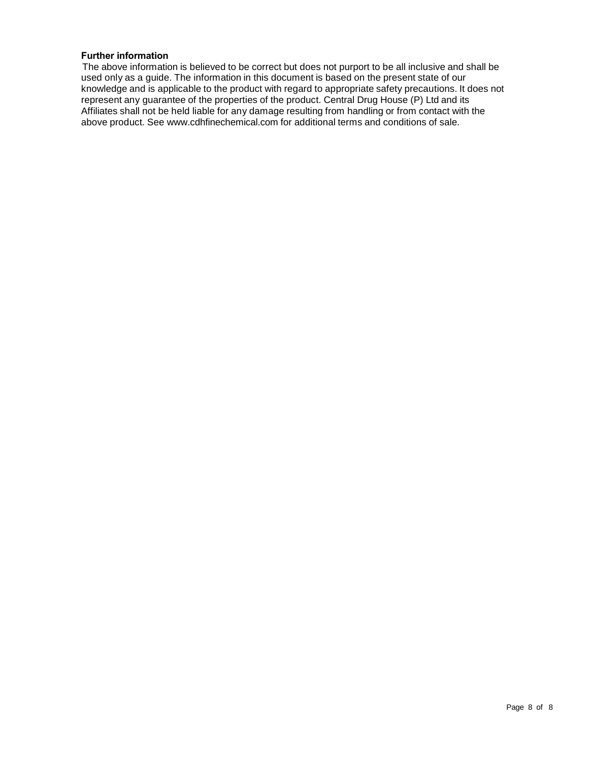**Further information**

The above information is believed to be correct but does not purport to be all inclusive and shall be used only as a guide. The information in this document is based on the present state of our knowledge and is applicable to the product with regard to appropriate safety precautions. It does not represent any guarantee of the properties of the product. Central Drug House (P) Ltd and its Affiliates shall not be held liable for any damage resulting from handling or from contact with the above product. See www.cdhfinechemical.com for additional terms and conditions of sale.